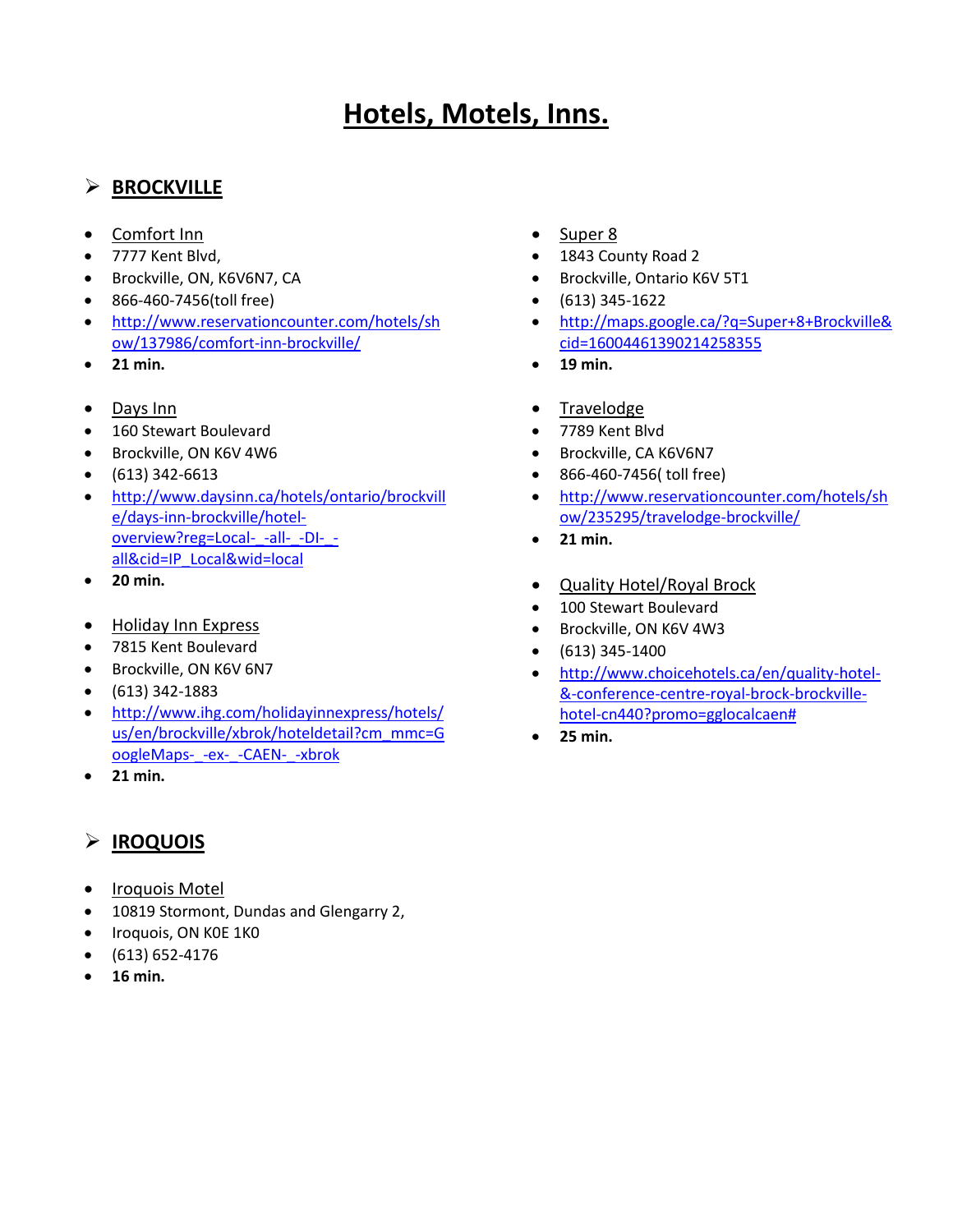# Hotels, Motels, Inns.

## BROCKVILLE

- Comfort Inn
- 7777 Kent Blvd,
- Brockville, ON, K6V6N7, CA
- 866-460-7456(toll free)
- http://www.reservationcounter.com/hotels/show/137986/comfort-inn-brockville/
- **21 min.**

- Days Inn
- 160 Stewart Boulevard
- Brockville, ON K6V 4W6
- (613) 342-6613
- http://www.daysinn.ca/hotels/ontario/brockville/days-inn-brockville/hotel-overview?reg=Local-_-all-_-DI-_-all&cid=IP_Local&wid=local
- **20 min.**

- Holiday Inn Express
- 7815 Kent Boulevard
- Brockville, ON K6V 6N7
- (613) 342-1883
- http://www.ihg.com/holidayinnexpress/hotels/us/en/brockville/xbrok/hoteldetail?cm_mmc=GoogleMaps-_-ex-_-CAEN-_-xbrok
- **21 min.**

- Super 8
- 1843 County Road 2
- Brockville, Ontario K6V 5T1
- (613) 345-1622
- http://maps.google.ca/?q=Super+8+Brockville&cid=16004461390214258355
- **19 min.**

- Travelodge
- 7789 Kent Blvd
- Brockville, CA K6V6N7
- 866-460-7456( toll free)
- http://www.reservationcounter.com/hotels/show/235295/travelodge-brockville/
- **21 min.**

- Quality Hotel/Royal Brock
- 100 Stewart Boulevard
- Brockville, ON K6V 4W3
- (613) 345-1400
- http://www.choicehotels.ca/en/quality-hotel-&-conference-centre-royal-brock-brockville-hotel-cn440?promo=gglocalcaen#
- **25 min.**

## IROQUOIS

- Iroquois Motel
- 10819 Stormont, Dundas and Glengarry 2,
- Iroquois, ON K0E 1K0
- (613) 652-4176
- **16 min.**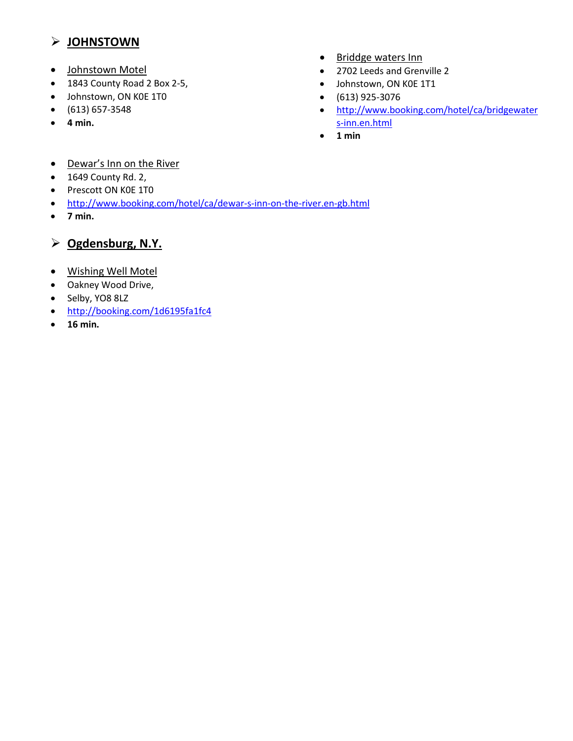## ➢ **JOHNSTOWN**

- Johnstown Motel
- 1843 County Road 2 Box 2-5,
- Johnstown, ON K0E 1T0
- (613) 657-3548
- **4 min.**

- Briddge waters Inn
- 2702 Leeds and Grenville 2
- Johnstown, ON K0E 1T1
- (613) 925-3076
- http://www.booking.com/hotel/ca/bridgewaters-inn.en.html
- **1 min**

- Dewar's Inn on the River
- 1649 County Rd. 2,
- Prescott ON K0E 1T0
- http://www.booking.com/hotel/ca/dewar-s-inn-on-the-river.en-gb.html
- **7 min.**

## ➢ **Ogdensburg, N.Y.**

- Wishing Well Motel
- Oakney Wood Drive,
- Selby, YO8 8LZ
- http://booking.com/1d6195fa1fc4
- **16 min.**